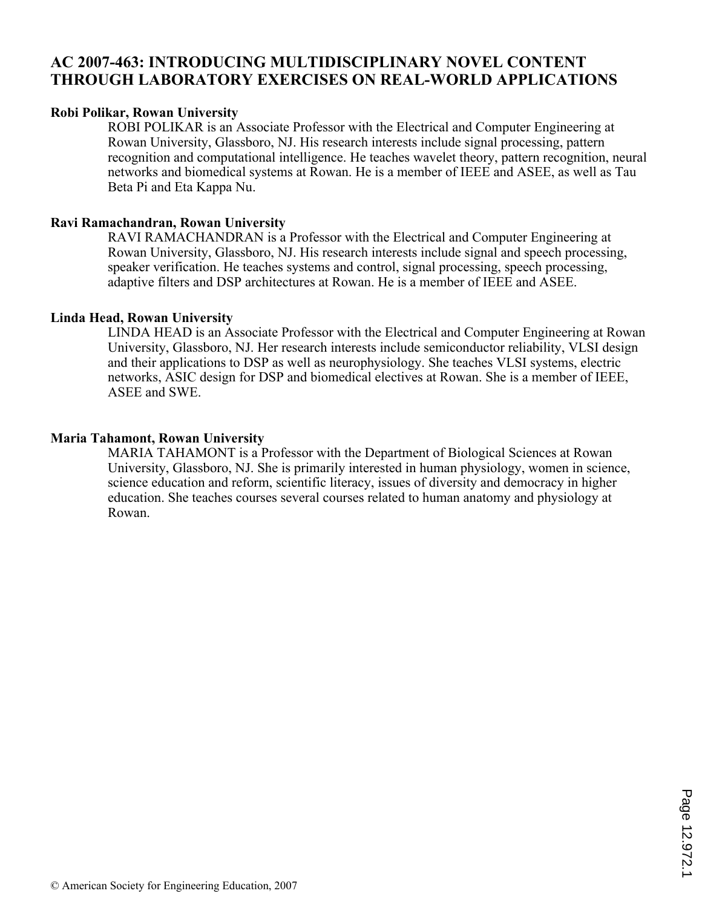# AC 2007-463: INTRODUCING MULTIDISCIPLINARY NOVEL CONTENT THROUGH LABORATORY EXERCISES ON REAL-WORLD APPLICATIONS

**Robi Polikar, Rowan University**

ROBI POLIKAR is an Associate Professor with the Electrical and Computer Engineering at Rowan University, Glassboro, NJ. His research interests include signal processing, pattern recognition and computational intelligence. He teaches wavelet theory, pattern recognition, neural networks and biomedical systems at Rowan. He is a member of IEEE and ASEE, as well as Tau Beta Pi and Eta Kappa Nu.

**Ravi Ramachandran, Rowan University**

RAVI RAMACHANDRAN is a Professor with the Electrical and Computer Engineering at Rowan University, Glassboro, NJ. His research interests include signal and speech processing, speaker verification. He teaches systems and control, signal processing, speech processing, adaptive filters and DSP architectures at Rowan. He is a member of IEEE and ASEE.

**Linda Head, Rowan University**

LINDA HEAD is an Associate Professor with the Electrical and Computer Engineering at Rowan University, Glassboro, NJ. Her research interests include semiconductor reliability, VLSI design and their applications to DSP as well as neurophysiology. She teaches VLSI systems, electric networks, ASIC design for DSP and biomedical electives at Rowan. She is a member of IEEE, ASEE and SWE.

**Maria Tahamont, Rowan University**

MARIA TAHAMONT is a Professor with the Department of Biological Sciences at Rowan University, Glassboro, NJ. She is primarily interested in human physiology, women in science, science education and reform, scientific literacy, issues of diversity and democracy in higher education. She teaches courses several courses related to human anatomy and physiology at Rowan.

© American Society for Engineering Education, 2007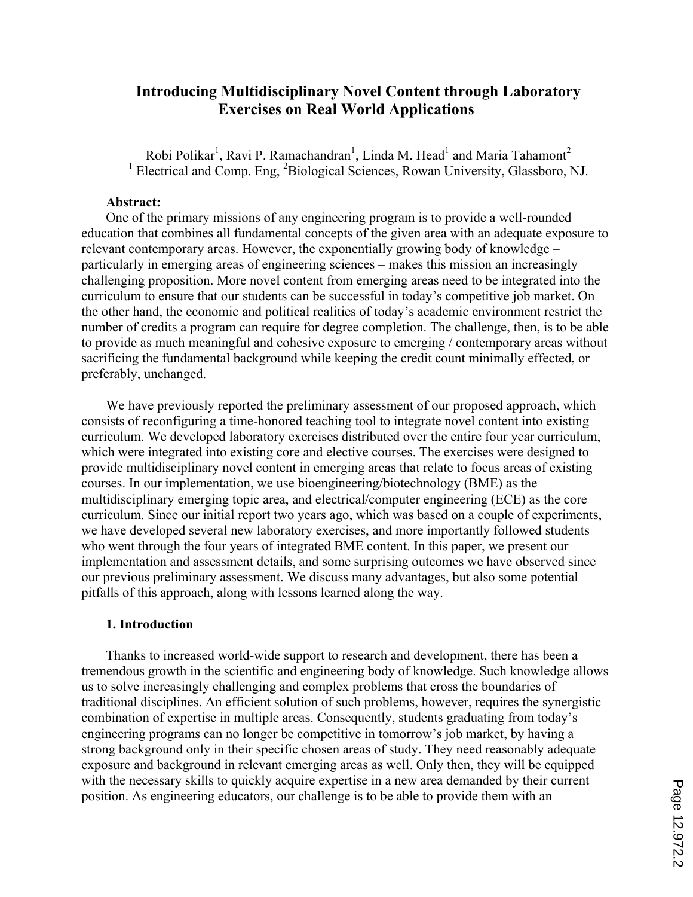# Introducing Multidisciplinary Novel Content through Laboratory Exercises on Real World Applications

Robi Polikar[1], Ravi P. Ramachandran[1], Linda M. Head[1] and Maria Tahamont[2]
[1] Electrical and Comp. Eng, [2]Biological Sciences, Rowan University, Glassboro, NJ.

**Abstract:**

One of the primary missions of any engineering program is to provide a well-rounded education that combines all fundamental concepts of the given area with an adequate exposure to relevant contemporary areas. However, the exponentially growing body of knowledge – particularly in emerging areas of engineering sciences – makes this mission an increasingly challenging proposition. More novel content from emerging areas need to be integrated into the curriculum to ensure that our students can be successful in today's competitive job market. On the other hand, the economic and political realities of today's academic environment restrict the number of credits a program can require for degree completion. The challenge, then, is to be able to provide as much meaningful and cohesive exposure to emerging / contemporary areas without sacrificing the fundamental background while keeping the credit count minimally effected, or preferably, unchanged.

We have previously reported the preliminary assessment of our proposed approach, which consists of reconfiguring a time-honored teaching tool to integrate novel content into existing curriculum. We developed laboratory exercises distributed over the entire four year curriculum, which were integrated into existing core and elective courses. The exercises were designed to provide multidisciplinary novel content in emerging areas that relate to focus areas of existing courses. In our implementation, we use bioengineering/biotechnology (BME) as the multidisciplinary emerging topic area, and electrical/computer engineering (ECE) as the core curriculum. Since our initial report two years ago, which was based on a couple of experiments, we have developed several new laboratory exercises, and more importantly followed students who went through the four years of integrated BME content. In this paper, we present our implementation and assessment details, and some surprising outcomes we have observed since our previous preliminary assessment. We discuss many advantages, but also some potential pitfalls of this approach, along with lessons learned along the way.

## 1. Introduction

Thanks to increased world-wide support to research and development, there has been a tremendous growth in the scientific and engineering body of knowledge. Such knowledge allows us to solve increasingly challenging and complex problems that cross the boundaries of traditional disciplines. An efficient solution of such problems, however, requires the synergistic combination of expertise in multiple areas. Consequently, students graduating from today's engineering programs can no longer be competitive in tomorrow's job market, by having a strong background only in their specific chosen areas of study. They need reasonably adequate exposure and background in relevant emerging areas as well. Only then, they will be equipped with the necessary skills to quickly acquire expertise in a new area demanded by their current position. As engineering educators, our challenge is to be able to provide them with an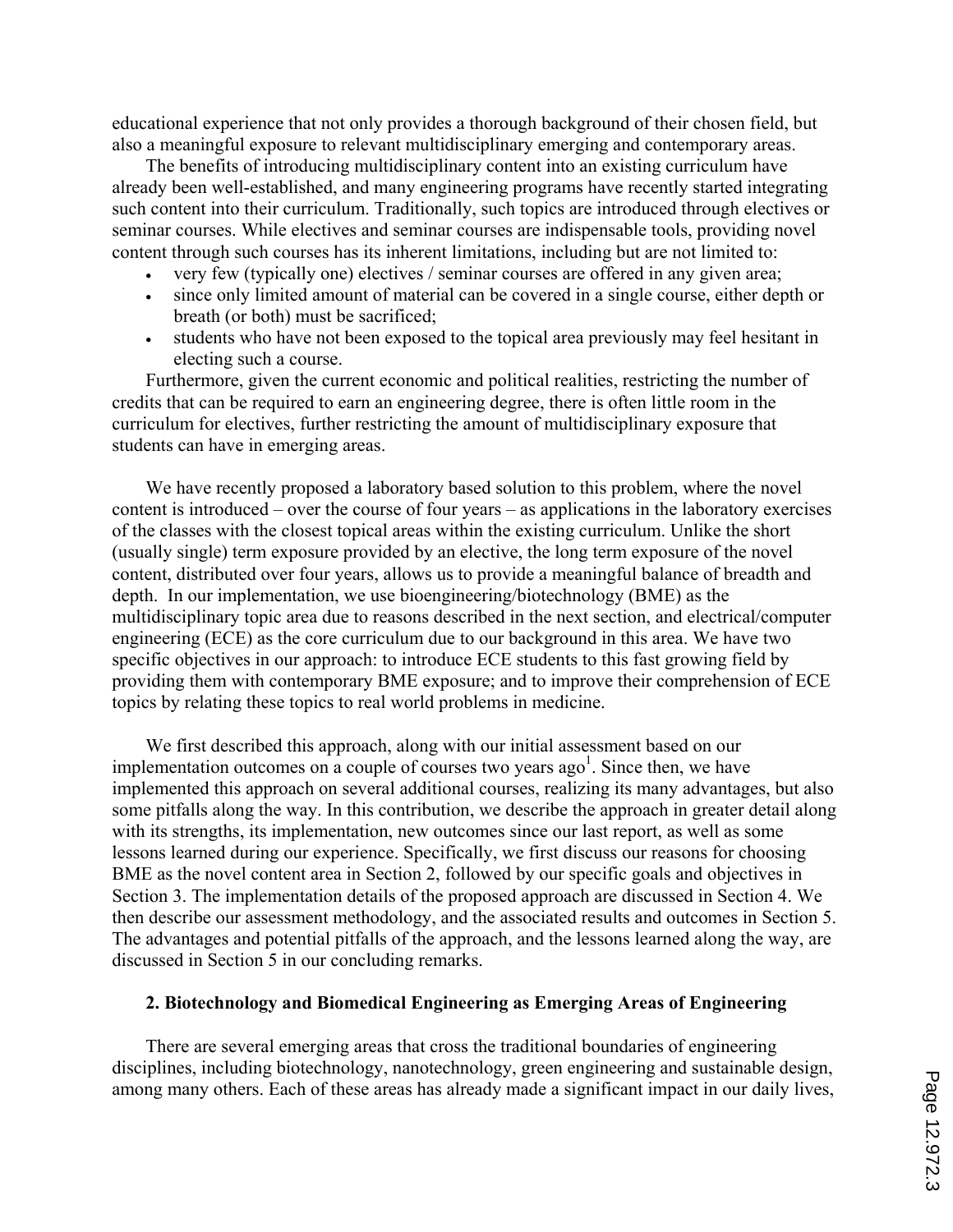educational experience that not only provides a thorough background of their chosen field, but also a meaningful exposure to relevant multidisciplinary emerging and contemporary areas.

The benefits of introducing multidisciplinary content into an existing curriculum have already been well-established, and many engineering programs have recently started integrating such content into their curriculum. Traditionally, such topics are introduced through electives or seminar courses. While electives and seminar courses are indispensable tools, providing novel content through such courses has its inherent limitations, including but are not limited to:

- very few (typically one) electives / seminar courses are offered in any given area;
- since only limited amount of material can be covered in a single course, either depth or breath (or both) must be sacrificed;
- students who have not been exposed to the topical area previously may feel hesitant in electing such a course.

Furthermore, given the current economic and political realities, restricting the number of credits that can be required to earn an engineering degree, there is often little room in the curriculum for electives, further restricting the amount of multidisciplinary exposure that students can have in emerging areas.

We have recently proposed a laboratory based solution to this problem, where the novel content is introduced – over the course of four years – as applications in the laboratory exercises of the classes with the closest topical areas within the existing curriculum. Unlike the short (usually single) term exposure provided by an elective, the long term exposure of the novel content, distributed over four years, allows us to provide a meaningful balance of breadth and depth. In our implementation, we use bioengineering/biotechnology (BME) as the multidisciplinary topic area due to reasons described in the next section, and electrical/computer engineering (ECE) as the core curriculum due to our background in this area. We have two specific objectives in our approach: to introduce ECE students to this fast growing field by providing them with contemporary BME exposure; and to improve their comprehension of ECE topics by relating these topics to real world problems in medicine.

We first described this approach, along with our initial assessment based on our implementation outcomes on a couple of courses two years ago[1]. Since then, we have implemented this approach on several additional courses, realizing its many advantages, but also some pitfalls along the way. In this contribution, we describe the approach in greater detail along with its strengths, its implementation, new outcomes since our last report, as well as some lessons learned during our experience. Specifically, we first discuss our reasons for choosing BME as the novel content area in Section 2, followed by our specific goals and objectives in Section 3. The implementation details of the proposed approach are discussed in Section 4. We then describe our assessment methodology, and the associated results and outcomes in Section 5. The advantages and potential pitfalls of the approach, and the lessons learned along the way, are discussed in Section 5 in our concluding remarks.

## 2. Biotechnology and Biomedical Engineering as Emerging Areas of Engineering

There are several emerging areas that cross the traditional boundaries of engineering disciplines, including biotechnology, nanotechnology, green engineering and sustainable design, among many others. Each of these areas has already made a significant impact in our daily lives,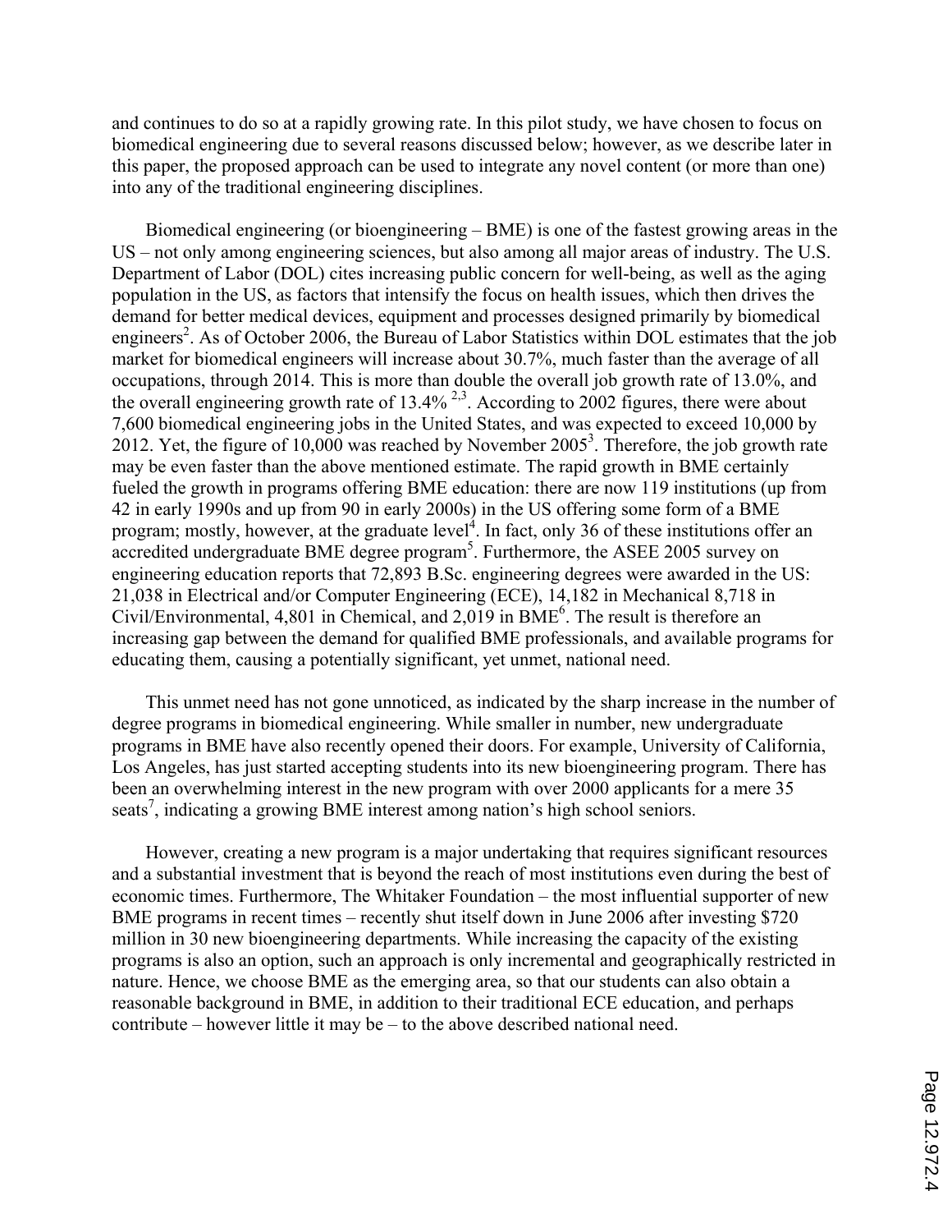and continues to do so at a rapidly growing rate. In this pilot study, we have chosen to focus on biomedical engineering due to several reasons discussed below; however, as we describe later in this paper, the proposed approach can be used to integrate any novel content (or more than one) into any of the traditional engineering disciplines.

Biomedical engineering (or bioengineering – BME) is one of the fastest growing areas in the US – not only among engineering sciences, but also among all major areas of industry. The U.S. Department of Labor (DOL) cites increasing public concern for well-being, as well as the aging population in the US, as factors that intensify the focus on health issues, which then drives the demand for better medical devices, equipment and processes designed primarily by biomedical engineers[2]. As of October 2006, the Bureau of Labor Statistics within DOL estimates that the job market for biomedical engineers will increase about 30.7%, much faster than the average of all occupations, through 2014. This is more than double the overall job growth rate of 13.0%, and the overall engineering growth rate of 13.4% [2,3]. According to 2002 figures, there were about 7,600 biomedical engineering jobs in the United States, and was expected to exceed 10,000 by 2012. Yet, the figure of 10,000 was reached by November 2005[3]. Therefore, the job growth rate may be even faster than the above mentioned estimate. The rapid growth in BME certainly fueled the growth in programs offering BME education: there are now 119 institutions (up from 42 in early 1990s and up from 90 in early 2000s) in the US offering some form of a BME program; mostly, however, at the graduate level[4]. In fact, only 36 of these institutions offer an accredited undergraduate BME degree program[5]. Furthermore, the ASEE 2005 survey on engineering education reports that 72,893 B.Sc. engineering degrees were awarded in the US: 21,038 in Electrical and/or Computer Engineering (ECE), 14,182 in Mechanical 8,718 in Civil/Environmental, 4,801 in Chemical, and 2,019 in BME[6]. The result is therefore an increasing gap between the demand for qualified BME professionals, and available programs for educating them, causing a potentially significant, yet unmet, national need.

This unmet need has not gone unnoticed, as indicated by the sharp increase in the number of degree programs in biomedical engineering. While smaller in number, new undergraduate programs in BME have also recently opened their doors. For example, University of California, Los Angeles, has just started accepting students into its new bioengineering program. There has been an overwhelming interest in the new program with over 2000 applicants for a mere 35 seats[7], indicating a growing BME interest among nation's high school seniors.

However, creating a new program is a major undertaking that requires significant resources and a substantial investment that is beyond the reach of most institutions even during the best of economic times. Furthermore, The Whitaker Foundation – the most influential supporter of new BME programs in recent times – recently shut itself down in June 2006 after investing $720 million in 30 new bioengineering departments. While increasing the capacity of the existing programs is also an option, such an approach is only incremental and geographically restricted in nature. Hence, we choose BME as the emerging area, so that our students can also obtain a reasonable background in BME, in addition to their traditional ECE education, and perhaps contribute – however little it may be – to the above described national need.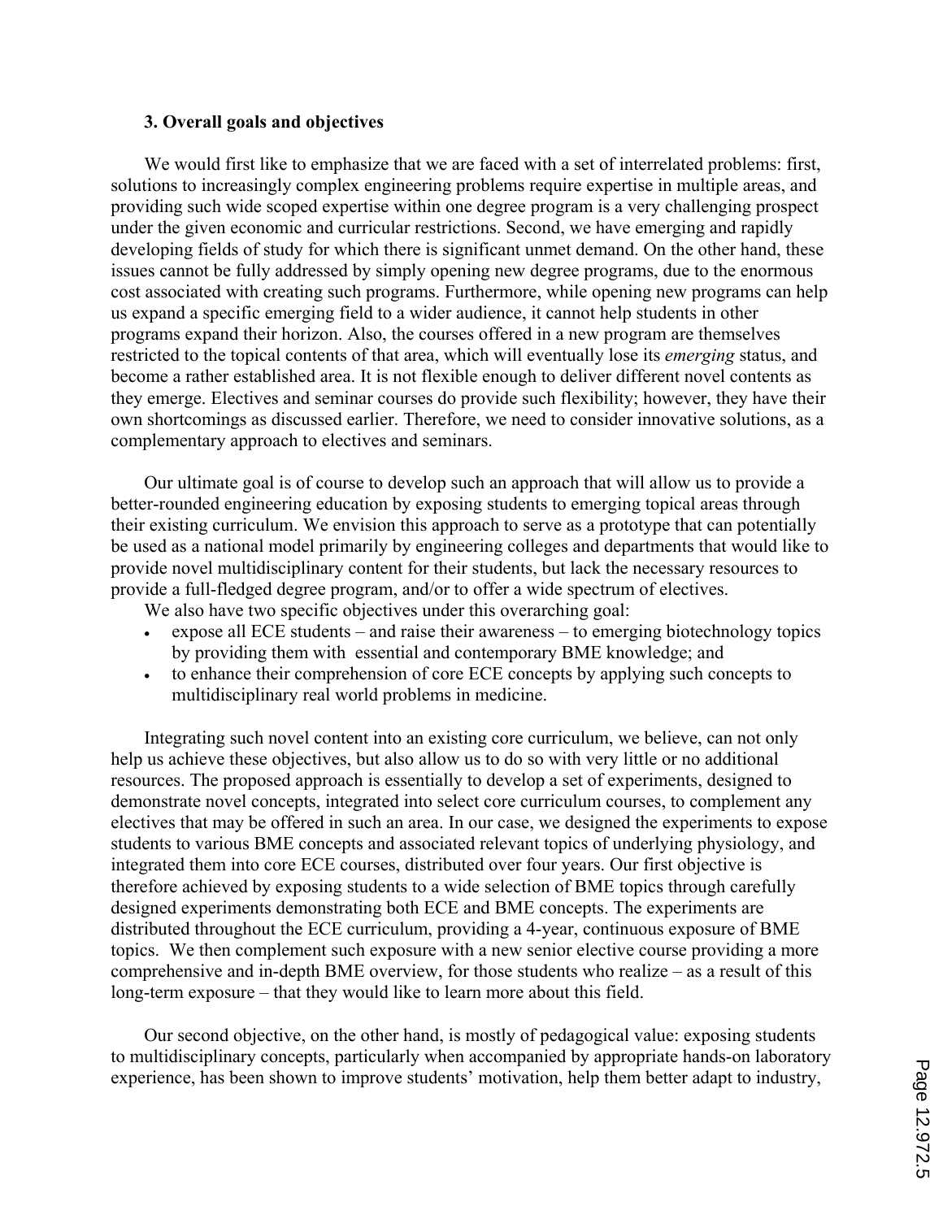### 3. Overall goals and objectives

We would first like to emphasize that we are faced with a set of interrelated problems: first, solutions to increasingly complex engineering problems require expertise in multiple areas, and providing such wide scoped expertise within one degree program is a very challenging prospect under the given economic and curricular restrictions. Second, we have emerging and rapidly developing fields of study for which there is significant unmet demand. On the other hand, these issues cannot be fully addressed by simply opening new degree programs, due to the enormous cost associated with creating such programs. Furthermore, while opening new programs can help us expand a specific emerging field to a wider audience, it cannot help students in other programs expand their horizon. Also, the courses offered in a new program are themselves restricted to the topical contents of that area, which will eventually lose its *emerging* status, and become a rather established area. It is not flexible enough to deliver different novel contents as they emerge. Electives and seminar courses do provide such flexibility; however, they have their own shortcomings as discussed earlier. Therefore, we need to consider innovative solutions, as a complementary approach to electives and seminars.

Our ultimate goal is of course to develop such an approach that will allow us to provide a better-rounded engineering education by exposing students to emerging topical areas through their existing curriculum. We envision this approach to serve as a prototype that can potentially be used as a national model primarily by engineering colleges and departments that would like to provide novel multidisciplinary content for their students, but lack the necessary resources to provide a full-fledged degree program, and/or to offer a wide spectrum of electives.

We also have two specific objectives under this overarching goal:

- expose all ECE students – and raise their awareness – to emerging biotechnology topics by providing them with essential and contemporary BME knowledge; and
- to enhance their comprehension of core ECE concepts by applying such concepts to multidisciplinary real world problems in medicine.

Integrating such novel content into an existing core curriculum, we believe, can not only help us achieve these objectives, but also allow us to do so with very little or no additional resources. The proposed approach is essentially to develop a set of experiments, designed to demonstrate novel concepts, integrated into select core curriculum courses, to complement any electives that may be offered in such an area. In our case, we designed the experiments to expose students to various BME concepts and associated relevant topics of underlying physiology, and integrated them into core ECE courses, distributed over four years. Our first objective is therefore achieved by exposing students to a wide selection of BME topics through carefully designed experiments demonstrating both ECE and BME concepts. The experiments are distributed throughout the ECE curriculum, providing a 4-year, continuous exposure of BME topics. We then complement such exposure with a new senior elective course providing a more comprehensive and in-depth BME overview, for those students who realize – as a result of this long-term exposure – that they would like to learn more about this field.

Our second objective, on the other hand, is mostly of pedagogical value: exposing students to multidisciplinary concepts, particularly when accompanied by appropriate hands-on laboratory experience, has been shown to improve students' motivation, help them better adapt to industry,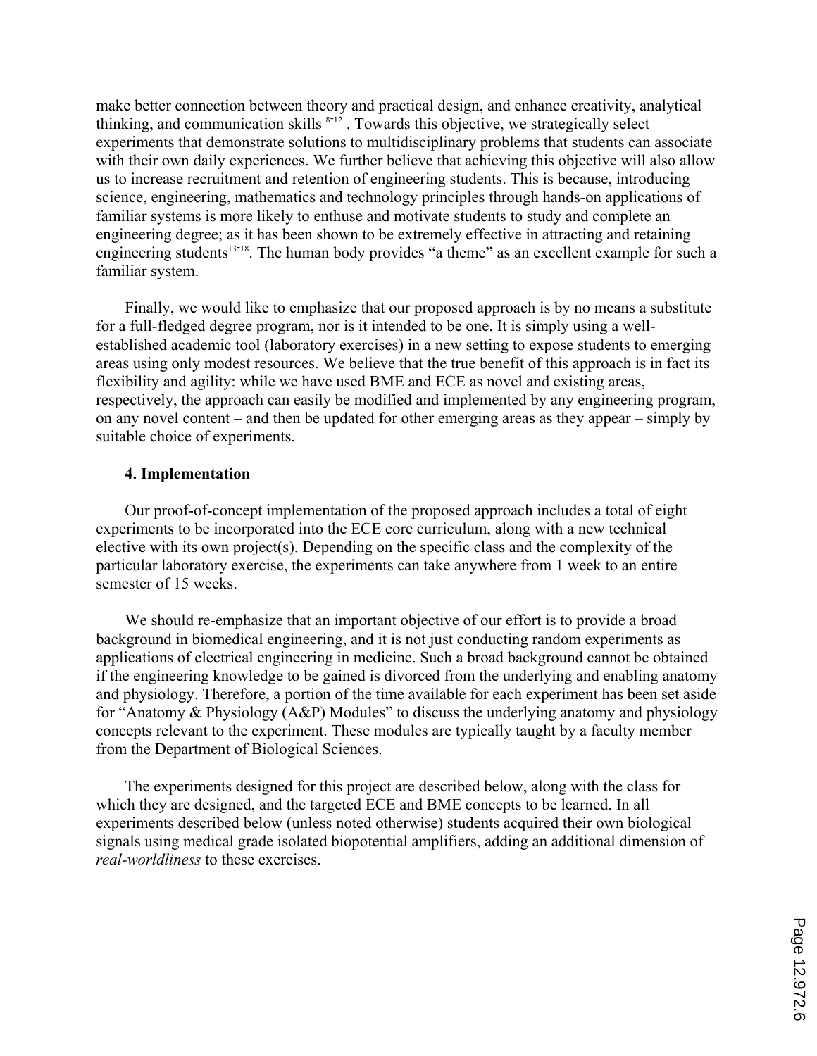make better connection between theory and practical design, and enhance creativity, analytical thinking, and communication skills [8-12] . Towards this objective, we strategically select experiments that demonstrate solutions to multidisciplinary problems that students can associate with their own daily experiences. We further believe that achieving this objective will also allow us to increase recruitment and retention of engineering students. This is because, introducing science, engineering, mathematics and technology principles through hands-on applications of familiar systems is more likely to enthuse and motivate students to study and complete an engineering degree; as it has been shown to be extremely effective in attracting and retaining engineering students[13-18]. The human body provides "a theme" as an excellent example for such a familiar system.

Finally, we would like to emphasize that our proposed approach is by no means a substitute for a full-fledged degree program, nor is it intended to be one. It is simply using a well-established academic tool (laboratory exercises) in a new setting to expose students to emerging areas using only modest resources. We believe that the true benefit of this approach is in fact its flexibility and agility: while we have used BME and ECE as novel and existing areas, respectively, the approach can easily be modified and implemented by any engineering program, on any novel content – and then be updated for other emerging areas as they appear – simply by suitable choice of experiments.

## 4. Implementation

Our proof-of-concept implementation of the proposed approach includes a total of eight experiments to be incorporated into the ECE core curriculum, along with a new technical elective with its own project(s). Depending on the specific class and the complexity of the particular laboratory exercise, the experiments can take anywhere from 1 week to an entire semester of 15 weeks.

We should re-emphasize that an important objective of our effort is to provide a broad background in biomedical engineering, and it is not just conducting random experiments as applications of electrical engineering in medicine. Such a broad background cannot be obtained if the engineering knowledge to be gained is divorced from the underlying and enabling anatomy and physiology. Therefore, a portion of the time available for each experiment has been set aside for "Anatomy & Physiology (A&P) Modules" to discuss the underlying anatomy and physiology concepts relevant to the experiment. These modules are typically taught by a faculty member from the Department of Biological Sciences.

The experiments designed for this project are described below, along with the class for which they are designed, and the targeted ECE and BME concepts to be learned. In all experiments described below (unless noted otherwise) students acquired their own biological signals using medical grade isolated biopotential amplifiers, adding an additional dimension of *real-worldliness* to these exercises.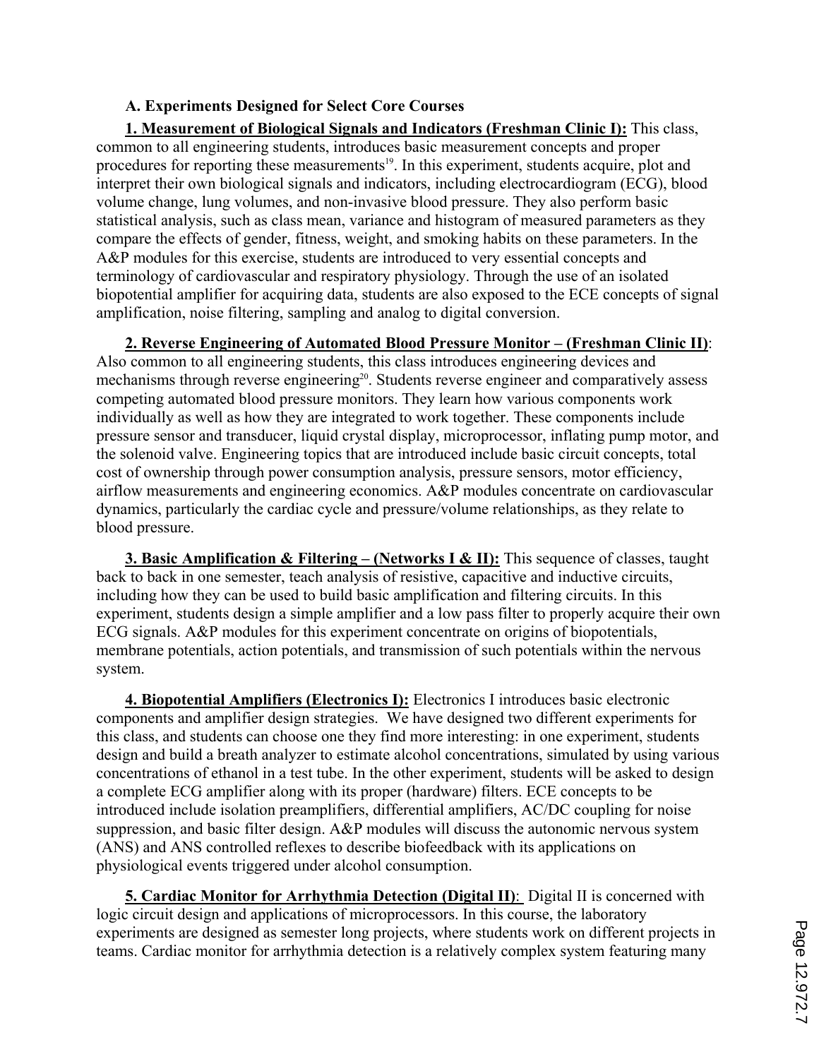### A. Experiments Designed for Select Core Courses

**1. Measurement of Biological Signals and Indicators (Freshman Clinic I):** This class, common to all engineering students, introduces basic measurement concepts and proper procedures for reporting these measurements[19]. In this experiment, students acquire, plot and interpret their own biological signals and indicators, including electrocardiogram (ECG), blood volume change, lung volumes, and non-invasive blood pressure. They also perform basic statistical analysis, such as class mean, variance and histogram of measured parameters as they compare the effects of gender, fitness, weight, and smoking habits on these parameters. In the A&P modules for this exercise, students are introduced to very essential concepts and terminology of cardiovascular and respiratory physiology. Through the use of an isolated biopotential amplifier for acquiring data, students are also exposed to the ECE concepts of signal amplification, noise filtering, sampling and analog to digital conversion.

**2. Reverse Engineering of Automated Blood Pressure Monitor – (Freshman Clinic II)**: Also common to all engineering students, this class introduces engineering devices and mechanisms through reverse engineering[20]. Students reverse engineer and comparatively assess competing automated blood pressure monitors. They learn how various components work individually as well as how they are integrated to work together. These components include pressure sensor and transducer, liquid crystal display, microprocessor, inflating pump motor, and the solenoid valve. Engineering topics that are introduced include basic circuit concepts, total cost of ownership through power consumption analysis, pressure sensors, motor efficiency, airflow measurements and engineering economics. A&P modules concentrate on cardiovascular dynamics, particularly the cardiac cycle and pressure/volume relationships, as they relate to blood pressure.

**3. Basic Amplification & Filtering – (Networks I & II):** This sequence of classes, taught back to back in one semester, teach analysis of resistive, capacitive and inductive circuits, including how they can be used to build basic amplification and filtering circuits. In this experiment, students design a simple amplifier and a low pass filter to properly acquire their own ECG signals. A&P modules for this experiment concentrate on origins of biopotentials, membrane potentials, action potentials, and transmission of such potentials within the nervous system.

**4. Biopotential Amplifiers (Electronics I):** Electronics I introduces basic electronic components and amplifier design strategies. We have designed two different experiments for this class, and students can choose one they find more interesting: in one experiment, students design and build a breath analyzer to estimate alcohol concentrations, simulated by using various concentrations of ethanol in a test tube. In the other experiment, students will be asked to design a complete ECG amplifier along with its proper (hardware) filters. ECE concepts to be introduced include isolation preamplifiers, differential amplifiers, AC/DC coupling for noise suppression, and basic filter design. A&P modules will discuss the autonomic nervous system (ANS) and ANS controlled reflexes to describe biofeedback with its applications on physiological events triggered under alcohol consumption.

**5. Cardiac Monitor for Arrhythmia Detection (Digital II)**: Digital II is concerned with logic circuit design and applications of microprocessors. In this course, the laboratory experiments are designed as semester long projects, where students work on different projects in teams. Cardiac monitor for arrhythmia detection is a relatively complex system featuring many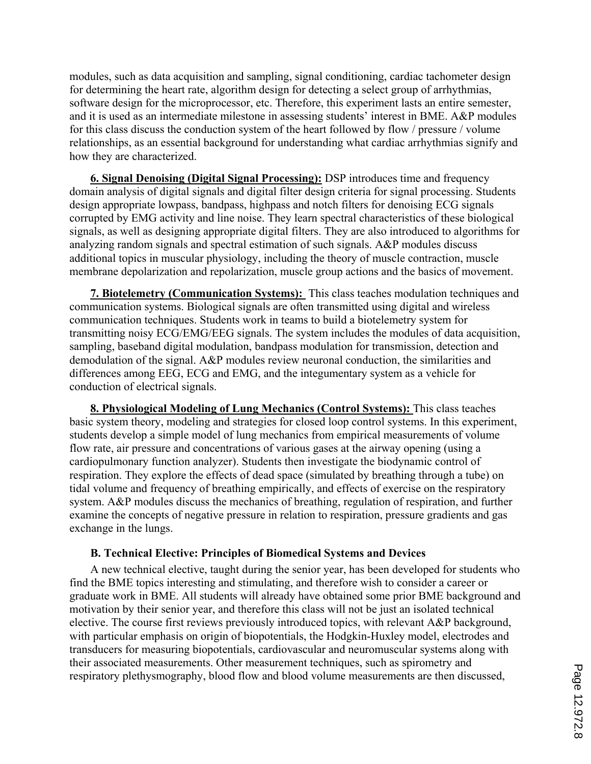modules, such as data acquisition and sampling, signal conditioning, cardiac tachometer design for determining the heart rate, algorithm design for detecting a select group of arrhythmias, software design for the microprocessor, etc. Therefore, this experiment lasts an entire semester, and it is used as an intermediate milestone in assessing students' interest in BME. A&P modules for this class discuss the conduction system of the heart followed by flow / pressure / volume relationships, as an essential background for understanding what cardiac arrhythmias signify and how they are characterized.

**6. Signal Denoising (Digital Signal Processing):** DSP introduces time and frequency domain analysis of digital signals and digital filter design criteria for signal processing. Students design appropriate lowpass, bandpass, highpass and notch filters for denoising ECG signals corrupted by EMG activity and line noise. They learn spectral characteristics of these biological signals, as well as designing appropriate digital filters. They are also introduced to algorithms for analyzing random signals and spectral estimation of such signals. A&P modules discuss additional topics in muscular physiology, including the theory of muscle contraction, muscle membrane depolarization and repolarization, muscle group actions and the basics of movement.

**7. Biotelemetry (Communication Systems):** This class teaches modulation techniques and communication systems. Biological signals are often transmitted using digital and wireless communication techniques. Students work in teams to build a biotelemetry system for transmitting noisy ECG/EMG/EEG signals. The system includes the modules of data acquisition, sampling, baseband digital modulation, bandpass modulation for transmission, detection and demodulation of the signal. A&P modules review neuronal conduction, the similarities and differences among EEG, ECG and EMG, and the integumentary system as a vehicle for conduction of electrical signals.

**8. Physiological Modeling of Lung Mechanics (Control Systems):** This class teaches basic system theory, modeling and strategies for closed loop control systems. In this experiment, students develop a simple model of lung mechanics from empirical measurements of volume flow rate, air pressure and concentrations of various gases at the airway opening (using a cardiopulmonary function analyzer). Students then investigate the biodynamic control of respiration. They explore the effects of dead space (simulated by breathing through a tube) on tidal volume and frequency of breathing empirically, and effects of exercise on the respiratory system. A&P modules discuss the mechanics of breathing, regulation of respiration, and further examine the concepts of negative pressure in relation to respiration, pressure gradients and gas exchange in the lungs.

### B. Technical Elective: Principles of Biomedical Systems and Devices

A new technical elective, taught during the senior year, has been developed for students who find the BME topics interesting and stimulating, and therefore wish to consider a career or graduate work in BME. All students will already have obtained some prior BME background and motivation by their senior year, and therefore this class will not be just an isolated technical elective. The course first reviews previously introduced topics, with relevant A&P background, with particular emphasis on origin of biopotentials, the Hodgkin-Huxley model, electrodes and transducers for measuring biopotentials, cardiovascular and neuromuscular systems along with their associated measurements. Other measurement techniques, such as spirometry and respiratory plethysmography, blood flow and blood volume measurements are then discussed,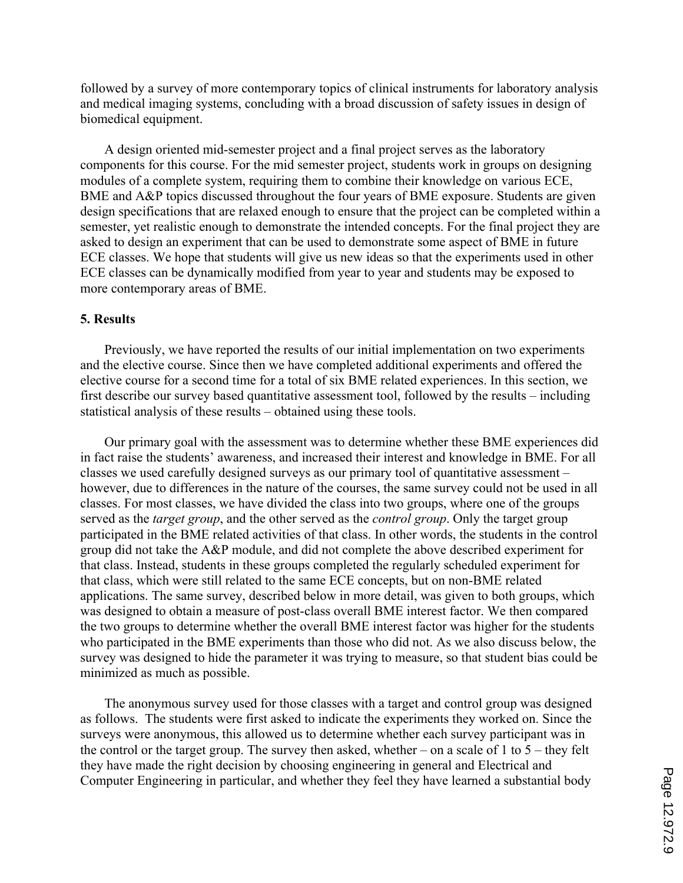followed by a survey of more contemporary topics of clinical instruments for laboratory analysis and medical imaging systems, concluding with a broad discussion of safety issues in design of biomedical equipment.

A design oriented mid-semester project and a final project serves as the laboratory components for this course. For the mid semester project, students work in groups on designing modules of a complete system, requiring them to combine their knowledge on various ECE, BME and A&P topics discussed throughout the four years of BME exposure. Students are given design specifications that are relaxed enough to ensure that the project can be completed within a semester, yet realistic enough to demonstrate the intended concepts. For the final project they are asked to design an experiment that can be used to demonstrate some aspect of BME in future ECE classes. We hope that students will give us new ideas so that the experiments used in other ECE classes can be dynamically modified from year to year and students may be exposed to more contemporary areas of BME.

### 5. Results

Previously, we have reported the results of our initial implementation on two experiments and the elective course. Since then we have completed additional experiments and offered the elective course for a second time for a total of six BME related experiences. In this section, we first describe our survey based quantitative assessment tool, followed by the results – including statistical analysis of these results – obtained using these tools.

Our primary goal with the assessment was to determine whether these BME experiences did in fact raise the students' awareness, and increased their interest and knowledge in BME. For all classes we used carefully designed surveys as our primary tool of quantitative assessment – however, due to differences in the nature of the courses, the same survey could not be used in all classes. For most classes, we have divided the class into two groups, where one of the groups served as the *target group*, and the other served as the *control group*. Only the target group participated in the BME related activities of that class. In other words, the students in the control group did not take the A&P module, and did not complete the above described experiment for that class. Instead, students in these groups completed the regularly scheduled experiment for that class, which were still related to the same ECE concepts, but on non-BME related applications. The same survey, described below in more detail, was given to both groups, which was designed to obtain a measure of post-class overall BME interest factor. We then compared the two groups to determine whether the overall BME interest factor was higher for the students who participated in the BME experiments than those who did not. As we also discuss below, the survey was designed to hide the parameter it was trying to measure, so that student bias could be minimized as much as possible.

The anonymous survey used for those classes with a target and control group was designed as follows. The students were first asked to indicate the experiments they worked on. Since the surveys were anonymous, this allowed us to determine whether each survey participant was in the control or the target group. The survey then asked, whether – on a scale of 1 to 5 – they felt they have made the right decision by choosing engineering in general and Electrical and Computer Engineering in particular, and whether they feel they have learned a substantial body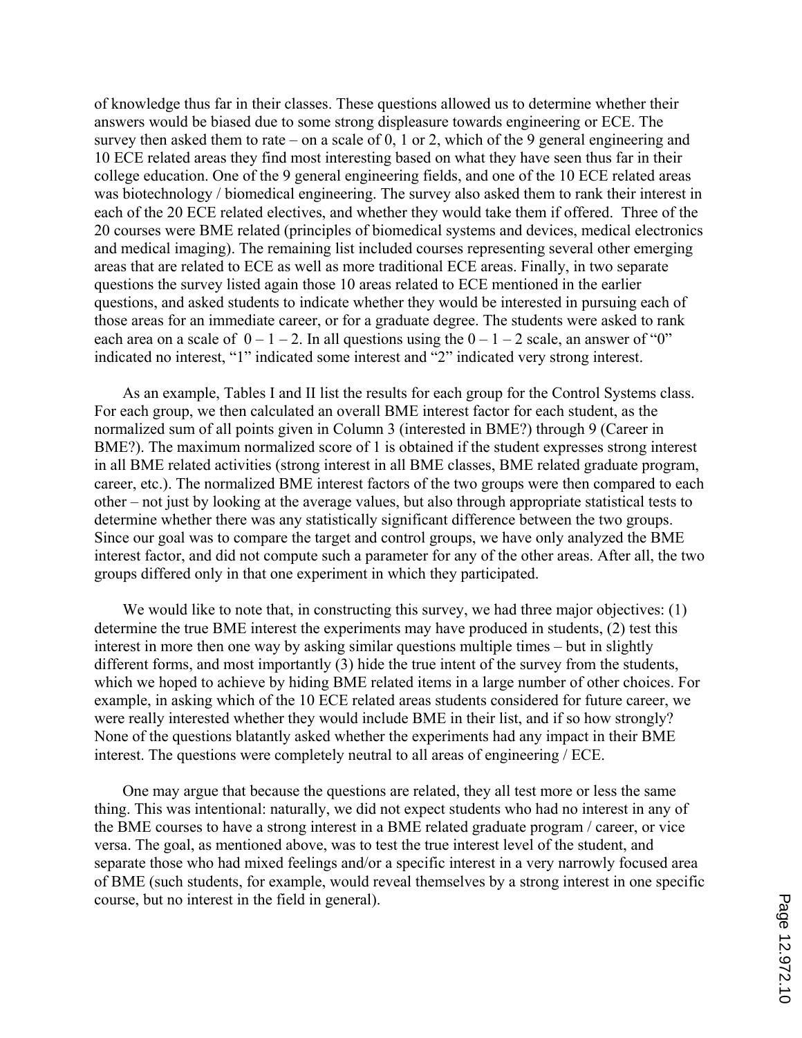of knowledge thus far in their classes. These questions allowed us to determine whether their answers would be biased due to some strong displeasure towards engineering or ECE. The survey then asked them to rate – on a scale of 0, 1 or 2, which of the 9 general engineering and 10 ECE related areas they find most interesting based on what they have seen thus far in their college education. One of the 9 general engineering fields, and one of the 10 ECE related areas was biotechnology / biomedical engineering. The survey also asked them to rank their interest in each of the 20 ECE related electives, and whether they would take them if offered. Three of the 20 courses were BME related (principles of biomedical systems and devices, medical electronics and medical imaging). The remaining list included courses representing several other emerging areas that are related to ECE as well as more traditional ECE areas. Finally, in two separate questions the survey listed again those 10 areas related to ECE mentioned in the earlier questions, and asked students to indicate whether they would be interested in pursuing each of those areas for an immediate career, or for a graduate degree. The students were asked to rank each area on a scale of 0 – 1 – 2. In all questions using the 0 – 1 – 2 scale, an answer of "0" indicated no interest, "1" indicated some interest and "2" indicated very strong interest.

As an example, Tables I and II list the results for each group for the Control Systems class. For each group, we then calculated an overall BME interest factor for each student, as the normalized sum of all points given in Column 3 (interested in BME?) through 9 (Career in BME?). The maximum normalized score of 1 is obtained if the student expresses strong interest in all BME related activities (strong interest in all BME classes, BME related graduate program, career, etc.). The normalized BME interest factors of the two groups were then compared to each other – not just by looking at the average values, but also through appropriate statistical tests to determine whether there was any statistically significant difference between the two groups. Since our goal was to compare the target and control groups, we have only analyzed the BME interest factor, and did not compute such a parameter for any of the other areas. After all, the two groups differed only in that one experiment in which they participated.

We would like to note that, in constructing this survey, we had three major objectives: (1) determine the true BME interest the experiments may have produced in students, (2) test this interest in more then one way by asking similar questions multiple times – but in slightly different forms, and most importantly (3) hide the true intent of the survey from the students, which we hoped to achieve by hiding BME related items in a large number of other choices. For example, in asking which of the 10 ECE related areas students considered for future career, we were really interested whether they would include BME in their list, and if so how strongly? None of the questions blatantly asked whether the experiments had any impact in their BME interest. The questions were completely neutral to all areas of engineering / ECE.

One may argue that because the questions are related, they all test more or less the same thing. This was intentional: naturally, we did not expect students who had no interest in any of the BME courses to have a strong interest in a BME related graduate program / career, or vice versa. The goal, as mentioned above, was to test the true interest level of the student, and separate those who had mixed feelings and/or a specific interest in a very narrowly focused area of BME (such students, for example, would reveal themselves by a strong interest in one specific course, but no interest in the field in general).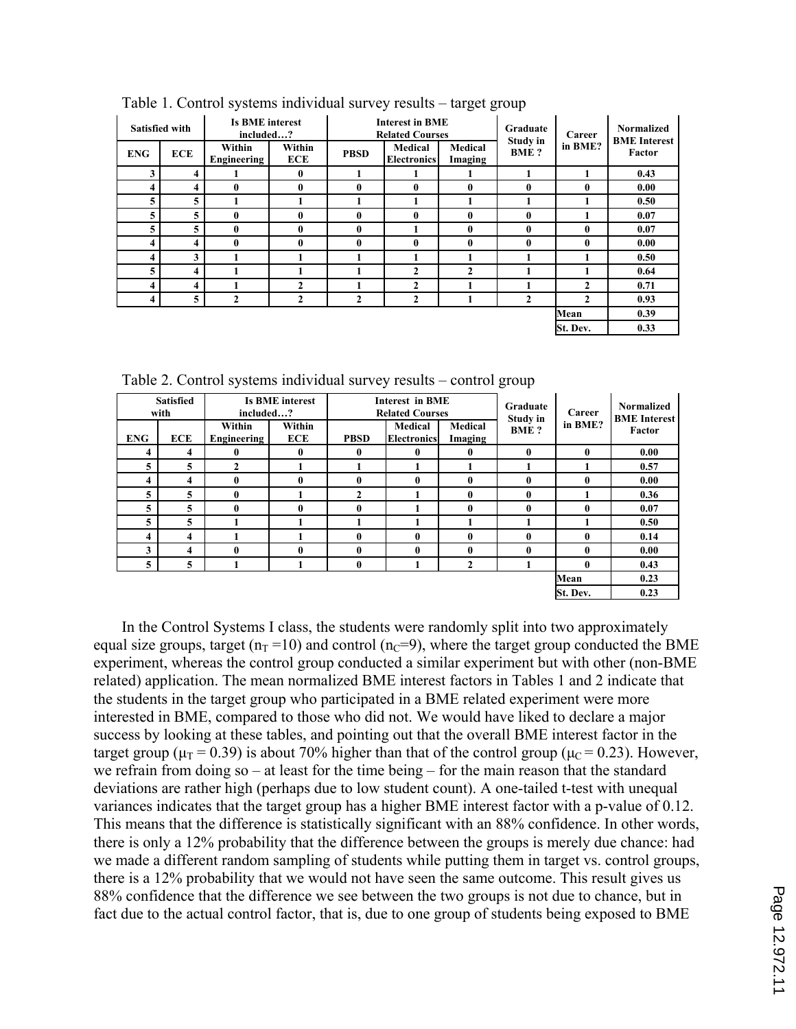Table 1. Control systems individual survey results – target group

| Satisfied with | | Is BME interest included…? | | Interest in BME Related Courses | | | Graduate Study in BME ? | Career in BME? | Normalized BME Interest Factor |
|---|---|---|---|---|---|---|---|---|---|
| ENG | ECE | Within Engineering | Within ECE | PBSD | Medical Electronics | Medical Imaging | | | |
| 3 | 4 | 1 | 0 | 1 | 1 | 1 | 1 | 1 | 0.43 |
| 4 | 4 | 0 | 0 | 0 | 0 | 0 | 0 | 0 | 0.00 |
| 5 | 5 | 1 | 1 | 1 | 1 | 1 | 1 | 1 | 0.50 |
| 5 | 5 | 0 | 0 | 0 | 0 | 0 | 0 | 1 | 0.07 |
| 5 | 5 | 0 | 0 | 0 | 1 | 0 | 0 | 0 | 0.07 |
| 4 | 4 | 0 | 0 | 0 | 0 | 0 | 0 | 0 | 0.00 |
| 4 | 3 | 1 | 1 | 1 | 1 | 1 | 1 | 1 | 0.50 |
| 5 | 4 | 1 | 1 | 1 | 2 | 2 | 1 | 1 | 0.64 |
| 4 | 4 | 1 | 2 | 1 | 2 | 1 | 1 | 2 | 0.71 |
| 4 | 5 | 2 | 2 | 2 | 2 | 1 | 2 | 2 | 0.93 |
| | | | | | | | | Mean | 0.39 |
| | | | | | | | | St. Dev. | 0.33 |

Table 2. Control systems individual survey results – control group

| Satisfied with | | Is BME interest included…? | | Interest in BME Related Courses | | | Graduate Study in BME ? | Career in BME? | Normalized BME Interest Factor |
|---|---|---|---|---|---|---|---|---|---|
| ENG | ECE | Within Engineering | Within ECE | PBSD | Medical Electronics | Medical Imaging | | | |
| 4 | 4 | 0 | 0 | 0 | 0 | 0 | 0 | 0 | 0.00 |
| 5 | 5 | 2 | 1 | 1 | 1 | 1 | 1 | 1 | 0.57 |
| 4 | 4 | 0 | 0 | 0 | 0 | 0 | 0 | 0 | 0.00 |
| 5 | 5 | 0 | 1 | 2 | 1 | 0 | 0 | 1 | 0.36 |
| 5 | 5 | 0 | 0 | 0 | 1 | 0 | 0 | 0 | 0.07 |
| 5 | 5 | 1 | 1 | 1 | 1 | 1 | 1 | 1 | 0.50 |
| 4 | 4 | 1 | 1 | 0 | 0 | 0 | 0 | 0 | 0.14 |
| 3 | 4 | 0 | 0 | 0 | 0 | 0 | 0 | 0 | 0.00 |
| 5 | 5 | 1 | 1 | 0 | 1 | 2 | 1 | 0 | 0.43 |
| | | | | | | | | Mean | 0.23 |
| | | | | | | | | St. Dev. | 0.23 |

In the Control Systems I class, the students were randomly split into two approximately equal size groups, target ($n_T = 10$) and control ($n_C = 9$), where the target group conducted the BME experiment, whereas the control group conducted a similar experiment but with other (non-BME related) application. The mean normalized BME interest factors in Tables 1 and 2 indicate that the students in the target group who participated in a BME related experiment were more interested in BME, compared to those who did not. We would have liked to declare a major success by looking at these tables, and pointing out that the overall BME interest factor in the target group ($\mu_T = 0.39$) is about 70% higher than that of the control group ($\mu_C = 0.23$). However, we refrain from doing so – at least for the time being – for the main reason that the standard deviations are rather high (perhaps due to low student count). A one-tailed t-test with unequal variances indicates that the target group has a higher BME interest factor with a p-value of 0.12. This means that the difference is statistically significant with an 88% confidence. In other words, there is only a 12% probability that the difference between the groups is merely due chance: had we made a different random sampling of students while putting them in target vs. control groups, there is a 12% probability that we would not have seen the same outcome. This result gives us 88% confidence that the difference we see between the two groups is not due to chance, but in fact due to the actual control factor, that is, due to one group of students being exposed to BME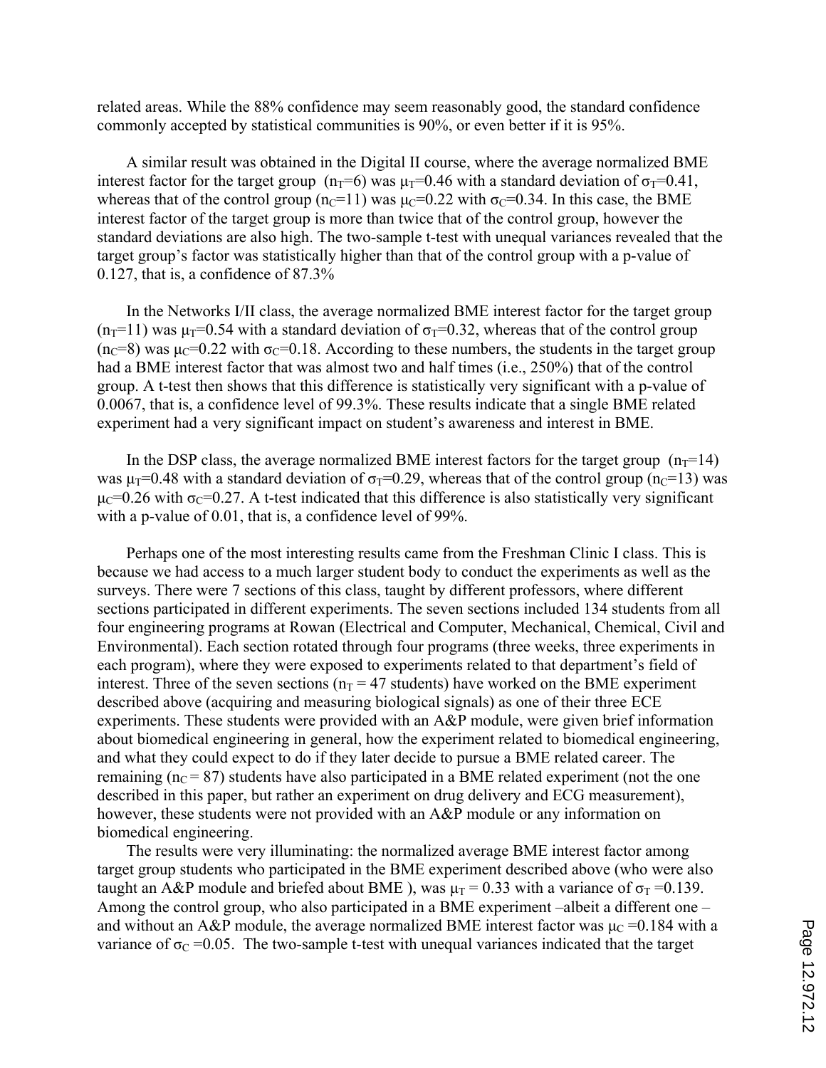related areas. While the 88% confidence may seem reasonably good, the standard confidence commonly accepted by statistical communities is 90%, or even better if it is 95%.

A similar result was obtained in the Digital II course, where the average normalized BME interest factor for the target group ($n_T$=6) was $\mu_T$=0.46 with a standard deviation of $\sigma_T$=0.41, whereas that of the control group ($n_C$=11) was $\mu_C$=0.22 with $\sigma_C$=0.34. In this case, the BME interest factor of the target group is more than twice that of the control group, however the standard deviations are also high. The two-sample t-test with unequal variances revealed that the target group's factor was statistically higher than that of the control group with a p-value of 0.127, that is, a confidence of 87.3%

In the Networks I/II class, the average normalized BME interest factor for the target group ($n_T$=11) was $\mu_T$=0.54 with a standard deviation of $\sigma_T$=0.32, whereas that of the control group ($n_C$=8) was $\mu_C$=0.22 with $\sigma_C$=0.18. According to these numbers, the students in the target group had a BME interest factor that was almost two and half times (i.e., 250%) that of the control group. A t-test then shows that this difference is statistically very significant with a p-value of 0.0067, that is, a confidence level of 99.3%. These results indicate that a single BME related experiment had a very significant impact on student's awareness and interest in BME.

In the DSP class, the average normalized BME interest factors for the target group ($n_T$=14) was $\mu_T$=0.48 with a standard deviation of $\sigma_T$=0.29, whereas that of the control group ($n_C$=13) was $\mu_C$=0.26 with $\sigma_C$=0.27. A t-test indicated that this difference is also statistically very significant with a p-value of 0.01, that is, a confidence level of 99%.

Perhaps one of the most interesting results came from the Freshman Clinic I class. This is because we had access to a much larger student body to conduct the experiments as well as the surveys. There were 7 sections of this class, taught by different professors, where different sections participated in different experiments. The seven sections included 134 students from all four engineering programs at Rowan (Electrical and Computer, Mechanical, Chemical, Civil and Environmental). Each section rotated through four programs (three weeks, three experiments in each program), where they were exposed to experiments related to that department's field of interest. Three of the seven sections ($n_T$ = 47 students) have worked on the BME experiment described above (acquiring and measuring biological signals) as one of their three ECE experiments. These students were provided with an A&P module, were given brief information about biomedical engineering in general, how the experiment related to biomedical engineering, and what they could expect to do if they later decide to pursue a BME related career. The remaining ($n_C$ = 87) students have also participated in a BME related experiment (not the one described in this paper, but rather an experiment on drug delivery and ECG measurement), however, these students were not provided with an A&P module or any information on biomedical engineering.

The results were very illuminating: the normalized average BME interest factor among target group students who participated in the BME experiment described above (who were also taught an A&P module and briefed about BME ), was $\mu_T$ = 0.33 with a variance of $\sigma_T$ =0.139. Among the control group, who also participated in a BME experiment –albeit a different one – and without an A&P module, the average normalized BME interest factor was $\mu_C$ =0.184 with a variance of $\sigma_C$ =0.05. The two-sample t-test with unequal variances indicated that the target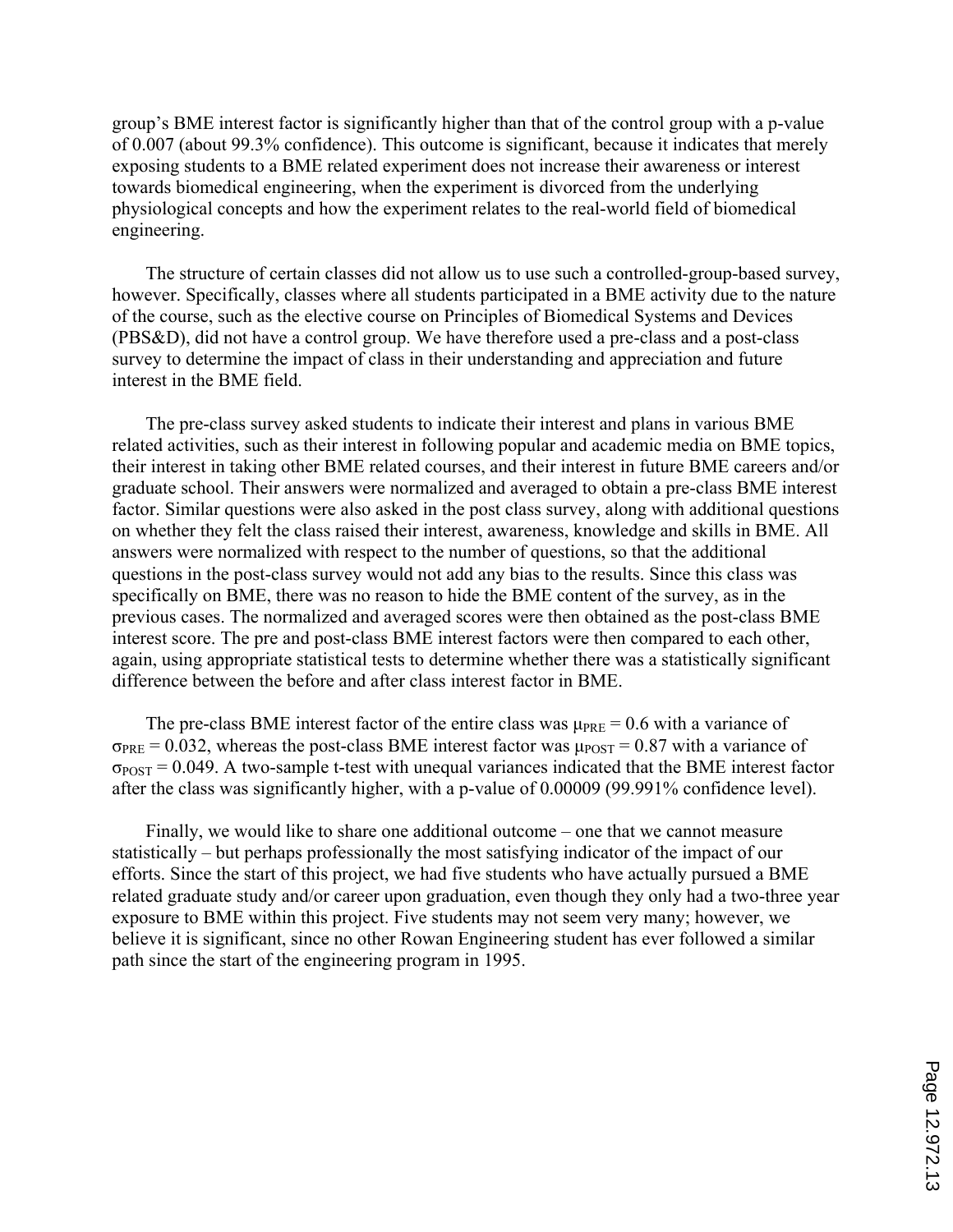group's BME interest factor is significantly higher than that of the control group with a p-value of 0.007 (about 99.3% confidence). This outcome is significant, because it indicates that merely exposing students to a BME related experiment does not increase their awareness or interest towards biomedical engineering, when the experiment is divorced from the underlying physiological concepts and how the experiment relates to the real-world field of biomedical engineering.

The structure of certain classes did not allow us to use such a controlled-group-based survey, however. Specifically, classes where all students participated in a BME activity due to the nature of the course, such as the elective course on Principles of Biomedical Systems and Devices (PBS&D), did not have a control group. We have therefore used a pre-class and a post-class survey to determine the impact of class in their understanding and appreciation and future interest in the BME field.

The pre-class survey asked students to indicate their interest and plans in various BME related activities, such as their interest in following popular and academic media on BME topics, their interest in taking other BME related courses, and their interest in future BME careers and/or graduate school. Their answers were normalized and averaged to obtain a pre-class BME interest factor. Similar questions were also asked in the post class survey, along with additional questions on whether they felt the class raised their interest, awareness, knowledge and skills in BME. All answers were normalized with respect to the number of questions, so that the additional questions in the post-class survey would not add any bias to the results. Since this class was specifically on BME, there was no reason to hide the BME content of the survey, as in the previous cases. The normalized and averaged scores were then obtained as the post-class BME interest score. The pre and post-class BME interest factors were then compared to each other, again, using appropriate statistical tests to determine whether there was a statistically significant difference between the before and after class interest factor in BME.

The pre-class BME interest factor of the entire class was $\mu_{PRE} = 0.6$ with a variance of $\sigma_{PRE} = 0.032$, whereas the post-class BME interest factor was $\mu_{POST} = 0.87$ with a variance of $\sigma_{POST} = 0.049$. A two-sample t-test with unequal variances indicated that the BME interest factor after the class was significantly higher, with a p-value of 0.00009 (99.991% confidence level).

Finally, we would like to share one additional outcome – one that we cannot measure statistically – but perhaps professionally the most satisfying indicator of the impact of our efforts. Since the start of this project, we had five students who have actually pursued a BME related graduate study and/or career upon graduation, even though they only had a two-three year exposure to BME within this project. Five students may not seem very many; however, we believe it is significant, since no other Rowan Engineering student has ever followed a similar path since the start of the engineering program in 1995.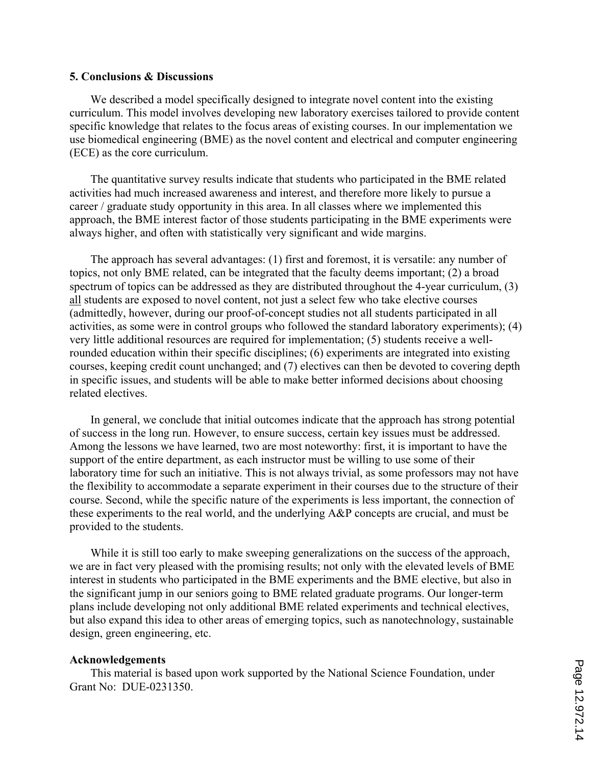## 5. Conclusions & Discussions

We described a model specifically designed to integrate novel content into the existing curriculum. This model involves developing new laboratory exercises tailored to provide content specific knowledge that relates to the focus areas of existing courses. In our implementation we use biomedical engineering (BME) as the novel content and electrical and computer engineering (ECE) as the core curriculum.

The quantitative survey results indicate that students who participated in the BME related activities had much increased awareness and interest, and therefore more likely to pursue a career / graduate study opportunity in this area. In all classes where we implemented this approach, the BME interest factor of those students participating in the BME experiments were always higher, and often with statistically very significant and wide margins.

The approach has several advantages: (1) first and foremost, it is versatile: any number of topics, not only BME related, can be integrated that the faculty deems important; (2) a broad spectrum of topics can be addressed as they are distributed throughout the 4-year curriculum, (3) all students are exposed to novel content, not just a select few who take elective courses (admittedly, however, during our proof-of-concept studies not all students participated in all activities, as some were in control groups who followed the standard laboratory experiments); (4) very little additional resources are required for implementation; (5) students receive a well-rounded education within their specific disciplines; (6) experiments are integrated into existing courses, keeping credit count unchanged; and (7) electives can then be devoted to covering depth in specific issues, and students will be able to make better informed decisions about choosing related electives.

In general, we conclude that initial outcomes indicate that the approach has strong potential of success in the long run. However, to ensure success, certain key issues must be addressed. Among the lessons we have learned, two are most noteworthy: first, it is important to have the support of the entire department, as each instructor must be willing to use some of their laboratory time for such an initiative. This is not always trivial, as some professors may not have the flexibility to accommodate a separate experiment in their courses due to the structure of their course. Second, while the specific nature of the experiments is less important, the connection of these experiments to the real world, and the underlying A&P concepts are crucial, and must be provided to the students.

While it is still too early to make sweeping generalizations on the success of the approach, we are in fact very pleased with the promising results; not only with the elevated levels of BME interest in students who participated in the BME experiments and the BME elective, but also in the significant jump in our seniors going to BME related graduate programs. Our longer-term plans include developing not only additional BME related experiments and technical electives, but also expand this idea to other areas of emerging topics, such as nanotechnology, sustainable design, green engineering, etc.

### Acknowledgements

This material is based upon work supported by the National Science Foundation, under Grant No: DUE-0231350.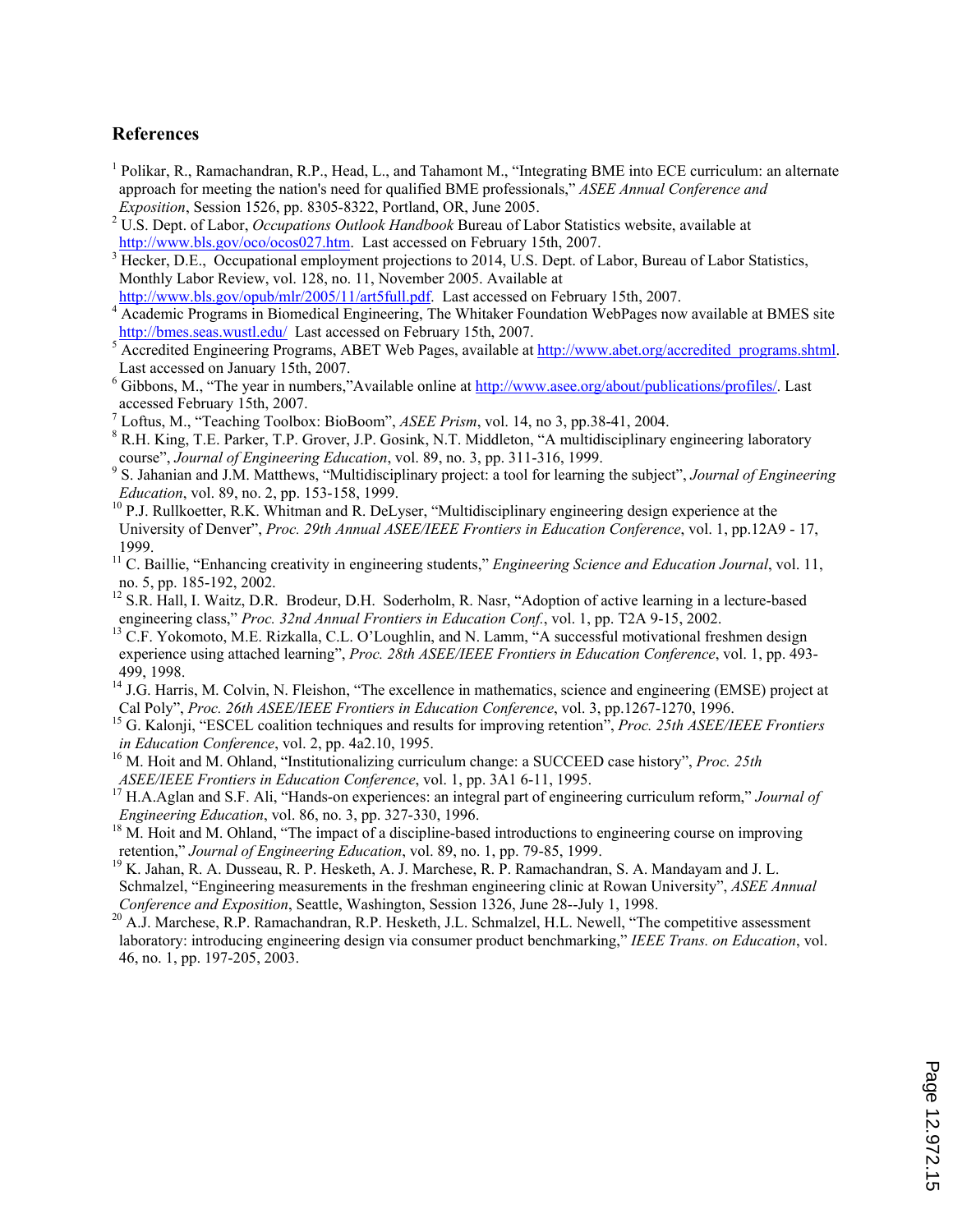## References

[1] Polikar, R., Ramachandran, R.P., Head, L., and Tahamont M., "Integrating BME into ECE curriculum: an alternate approach for meeting the nation's need for qualified BME professionals," *ASEE Annual Conference and Exposition*, Session 1526, pp. 8305-8322, Portland, OR, June 2005.

[2] U.S. Dept. of Labor, *Occupations Outlook Handbook* Bureau of Labor Statistics website, available at http://www.bls.gov/oco/ocos027.htm. Last accessed on February 15th, 2007.

[3] Hecker, D.E., Occupational employment projections to 2014, U.S. Dept. of Labor, Bureau of Labor Statistics, Monthly Labor Review, vol. 128, no. 11, November 2005. Available at http://www.bls.gov/opub/mlr/2005/11/art5full.pdf. Last accessed on February 15th, 2007.

[4] Academic Programs in Biomedical Engineering, The Whitaker Foundation WebPages now available at BMES site http://bmes.seas.wustl.edu/ Last accessed on February 15th, 2007.

[5] Accredited Engineering Programs, ABET Web Pages, available at http://www.abet.org/accredited_programs.shtml. Last accessed on January 15th, 2007.

[6] Gibbons, M., "The year in numbers,"Available online at http://www.asee.org/about/publications/profiles/. Last accessed February 15th, 2007.

[7] Loftus, M., "Teaching Toolbox: BioBoom", *ASEE Prism*, vol. 14, no 3, pp.38-41, 2004.

[8] R.H. King, T.E. Parker, T.P. Grover, J.P. Gosink, N.T. Middleton, "A multidisciplinary engineering laboratory course", *Journal of Engineering Education*, vol. 89, no. 3, pp. 311-316, 1999.

[9] S. Jahanian and J.M. Matthews, "Multidisciplinary project: a tool for learning the subject", *Journal of Engineering Education*, vol. 89, no. 2, pp. 153-158, 1999.

[10] P.J. Rullkoetter, R.K. Whitman and R. DeLyser, "Multidisciplinary engineering design experience at the University of Denver", *Proc. 29th Annual ASEE/IEEE Frontiers in Education Conference*, vol. 1, pp.12A9 - 17, 1999.

[11] C. Baillie, "Enhancing creativity in engineering students," *Engineering Science and Education Journal*, vol. 11, no. 5, pp. 185-192, 2002.

[12] S.R. Hall, I. Waitz, D.R. Brodeur, D.H. Soderholm, R. Nasr, "Adoption of active learning in a lecture-based engineering class," *Proc. 32nd Annual Frontiers in Education Conf.*, vol. 1, pp. T2A 9-15, 2002.

[13] C.F. Yokomoto, M.E. Rizkalla, C.L. O'Loughlin, and N. Lamm, "A successful motivational freshmen design experience using attached learning", *Proc. 28th ASEE/IEEE Frontiers in Education Conference*, vol. 1, pp. 493-499, 1998.

[14] J.G. Harris, M. Colvin, N. Fleishon, "The excellence in mathematics, science and engineering (EMSE) project at Cal Poly", *Proc. 26th ASEE/IEEE Frontiers in Education Conference*, vol. 3, pp.1267-1270, 1996.

[15] G. Kalonji, "ESCEL coalition techniques and results for improving retention", *Proc. 25th ASEE/IEEE Frontiers in Education Conference*, vol. 2, pp. 4a2.10, 1995.

[16] M. Hoit and M. Ohland, "Institutionalizing curriculum change: a SUCCEED case history", *Proc. 25th ASEE/IEEE Frontiers in Education Conference*, vol. 1, pp. 3A1 6-11, 1995.

[17] H.A.Aglan and S.F. Ali, "Hands-on experiences: an integral part of engineering curriculum reform," *Journal of Engineering Education*, vol. 86, no. 3, pp. 327-330, 1996.

[18] M. Hoit and M. Ohland, "The impact of a discipline-based introductions to engineering course on improving retention," *Journal of Engineering Education*, vol. 89, no. 1, pp. 79-85, 1999.

[19] K. Jahan, R. A. Dusseau, R. P. Hesketh, A. J. Marchese, R. P. Ramachandran, S. A. Mandayam and J. L. Schmalzel, "Engineering measurements in the freshman engineering clinic at Rowan University", *ASEE Annual Conference and Exposition*, Seattle, Washington, Session 1326, June 28--July 1, 1998.

[20] A.J. Marchese, R.P. Ramachandran, R.P. Hesketh, J.L. Schmalzel, H.L. Newell, "The competitive assessment laboratory: introducing engineering design via consumer product benchmarking," *IEEE Trans. on Education*, vol. 46, no. 1, pp. 197-205, 2003.